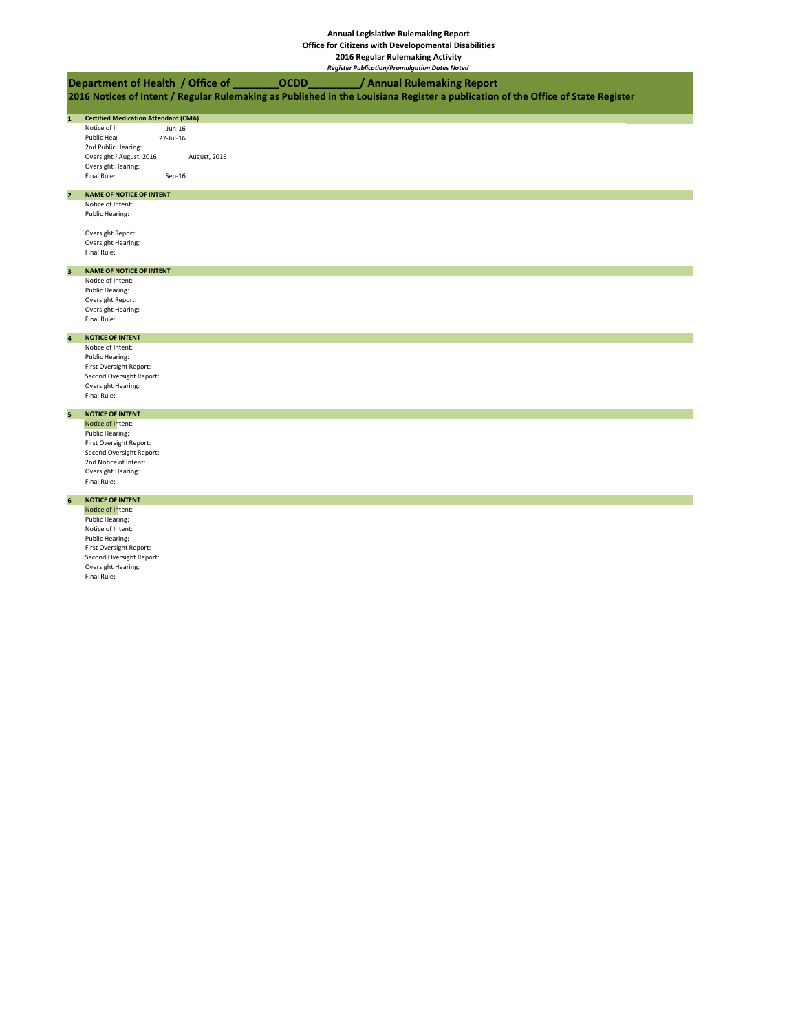**Annual Legislative Rulemaking Report**
**Office for Citizens with Developomental Disabilities**
**2016 Regular Rulemaking Activity**
***Register Publication/Promulgation Dates Noted***

## Department of Health / Office of ________OCDD_________/ Annual Rulemaking Report

### 2016 Notices of Intent / Regular Rulemaking as Published in the Louisiana Register a publication of the Office of State Register

**1 Certified Medication Attendant (CMA)**

| | |
|---|---|
| Notice of Ir | Jun-16 |
| Public Heai | 27-Jul-16 |
| 2nd Public Hearing: | |
| Oversight F August, 2016 | August, 2016 |
| Oversight Hearing: | |
| Final Rule: | Sep-16 |

**2 NAME OF NOTICE OF INTENT**

Notice of Intent:
Public Hearing:

Oversight Report:
Oversight Hearing:
Final Rule:

**3 NAME OF NOTICE OF INTENT**

Notice of Intent:
Public Hearing:
Oversight Report:
Oversight Hearing:
Final Rule:

**4 NOTICE OF INTENT**

Notice of Intent:
Public Hearing:
First Oversight Report:
Second Oversight Report:
Oversight Hearing:
Final Rule:

**5 NOTICE OF INTENT**

Notice of Intent:
Public Hearing:
First Oversight Report:
Second Oversight Report:
2nd Notice of Intent:
Oversight Hearing:
Final Rule:

**6 NOTICE OF INTENT**

Notice of Intent:
Public Hearing:
Notice of Intent:
Public Hearing:
First Oversight Report:
Second Oversight Report:
Oversight Hearing:
Final Rule: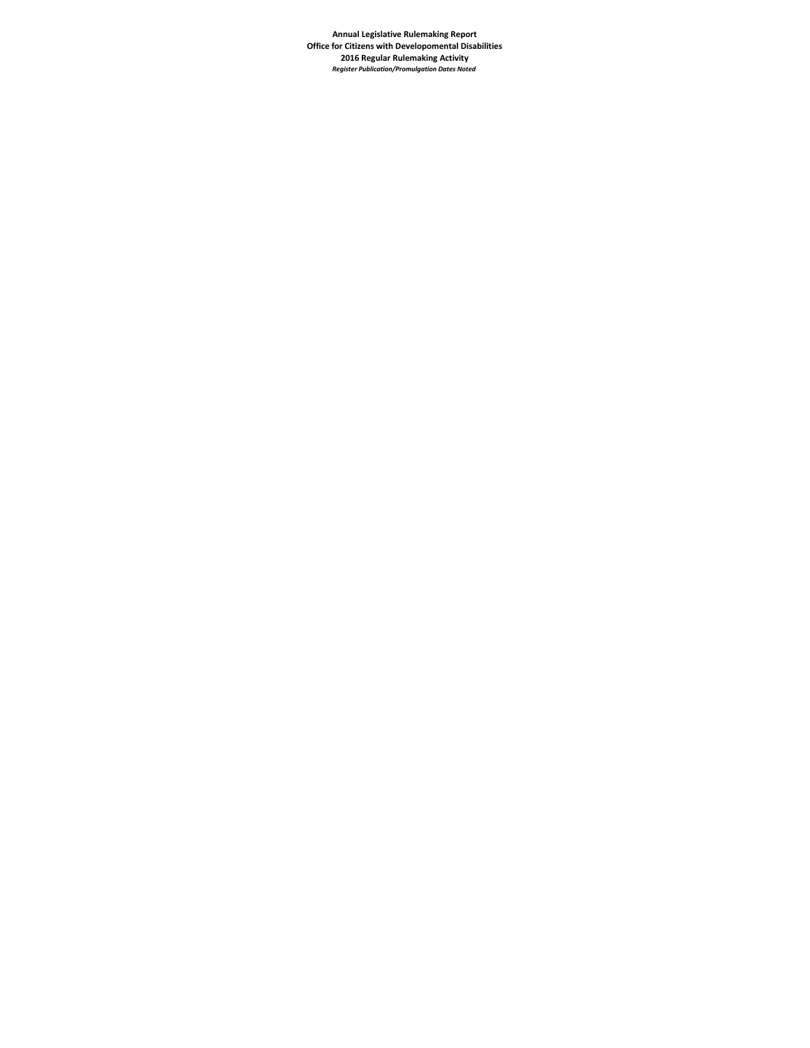**Annual Legislative Rulemaking Report**
**Office for Citizens with Developomental Disabilities**
**2016 Regular Rulemaking Activity**
***Register Publication/Promulgation Dates Noted***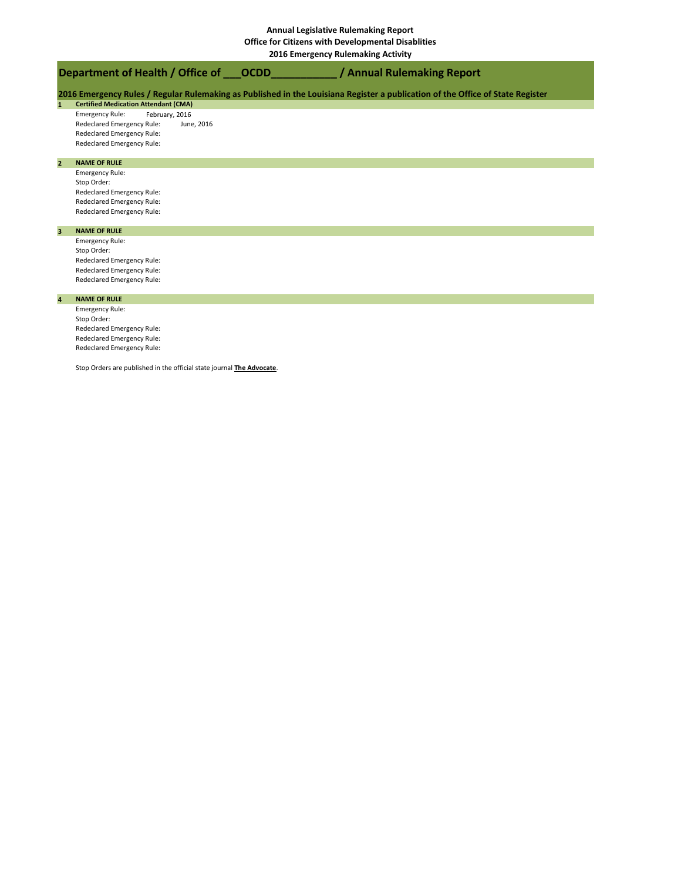**Annual Legislative Rulemaking Report**
**Office for Citizens with Developmental Disablities**
**2016 Emergency Rulemaking Activity**

## Department of Health / Office of ___OCDD__________ / Annual Rulemaking Report

### 2016 Emergency Rules / Regular Rulemaking as Published in the Louisiana Register a publication of the Office of State Register

**1 Certified Medication Attendant (CMA)**

Emergency Rule: February, 2016
Redeclared Emergency Rule: June, 2016
Redeclared Emergency Rule:
Redeclared Emergency Rule:

**2 NAME OF RULE**

Emergency Rule:
Stop Order:
Redeclared Emergency Rule:
Redeclared Emergency Rule:
Redeclared Emergency Rule:

**3 NAME OF RULE**

Emergency Rule:
Stop Order:
Redeclared Emergency Rule:
Redeclared Emergency Rule:
Redeclared Emergency Rule:

**4 NAME OF RULE**

Emergency Rule:
Stop Order:
Redeclared Emergency Rule:
Redeclared Emergency Rule:
Redeclared Emergency Rule:

Stop Orders are published in the official state journal **The Advocate**.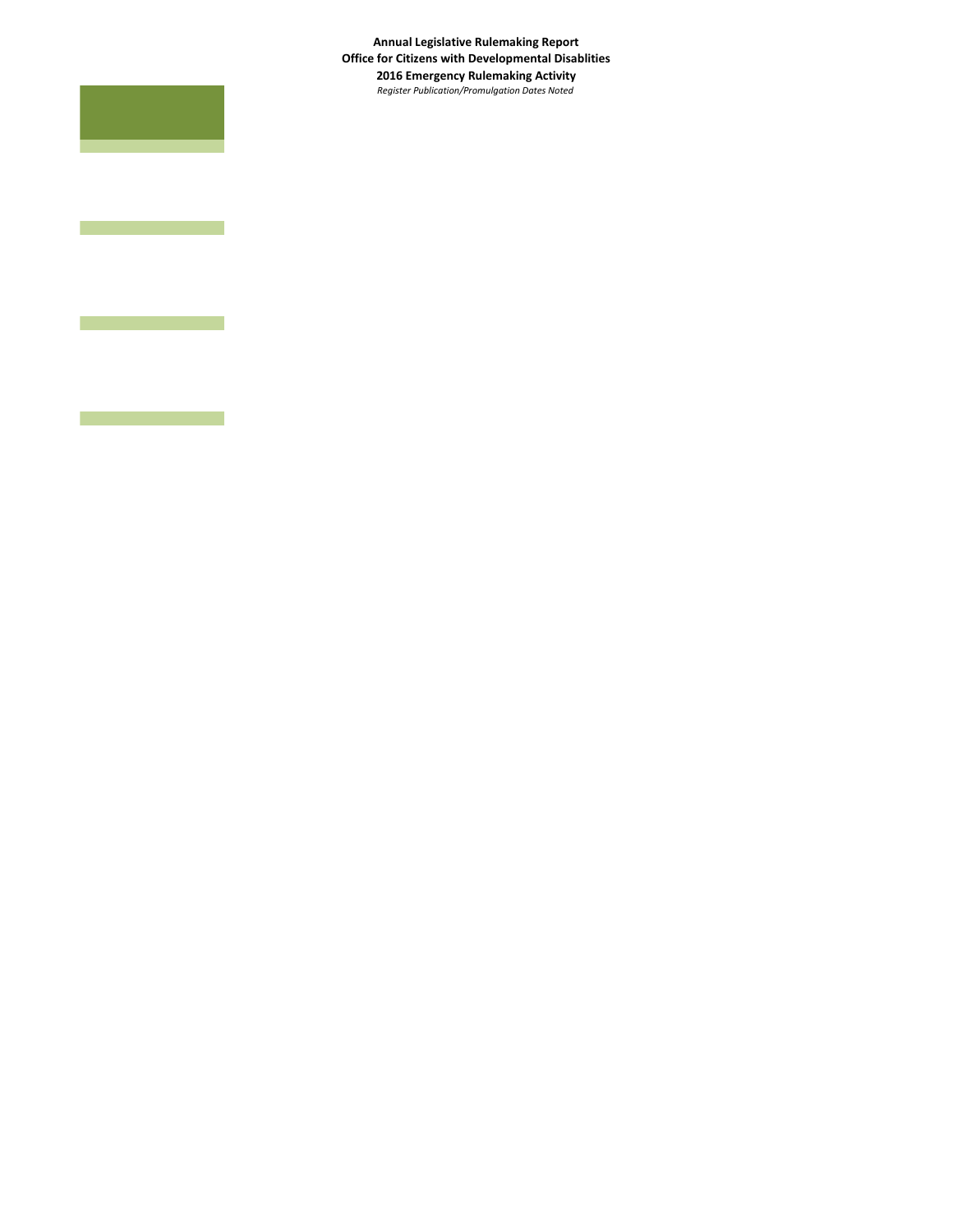**Annual Legislative Rulemaking Report**
**Office for Citizens with Developmental Disablities**
**2016 Emergency Rulemaking Activity**
*Register Publication/Promulgation Dates Noted*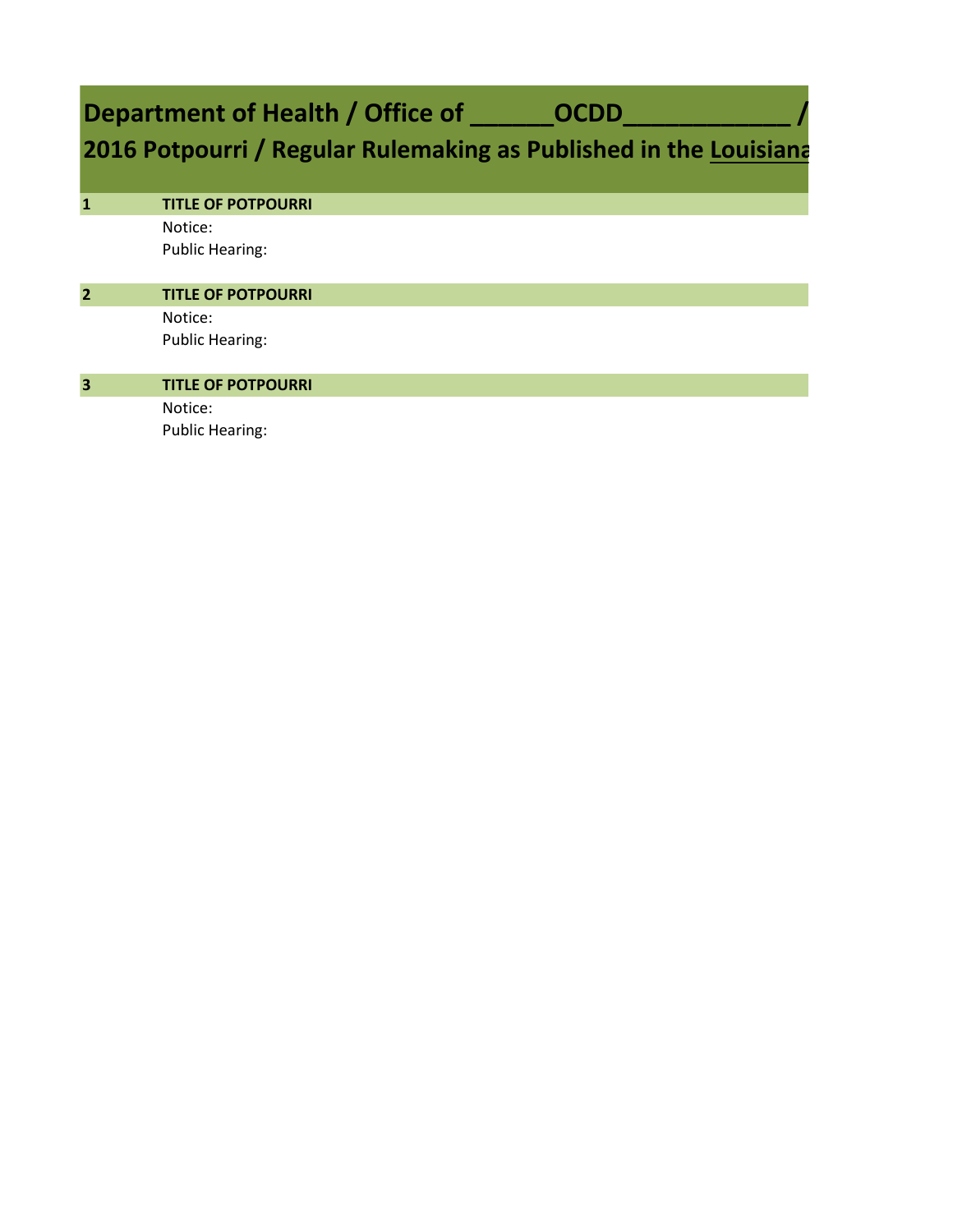# Department of Health / Office of ______OCDD____________ /

## 2016 Potpourri / Regular Rulemaking as Published in the Louisiana

| | |
|---|---|
| **1** | **TITLE OF POTPOURRI** |
| | Notice: |
| | Public Hearing: |
| **2** | **TITLE OF POTPOURRI** |
| | Notice: |
| | Public Hearing: |
| **3** | **TITLE OF POTPOURRI** |
| | Notice: |
| | Public Hearing: |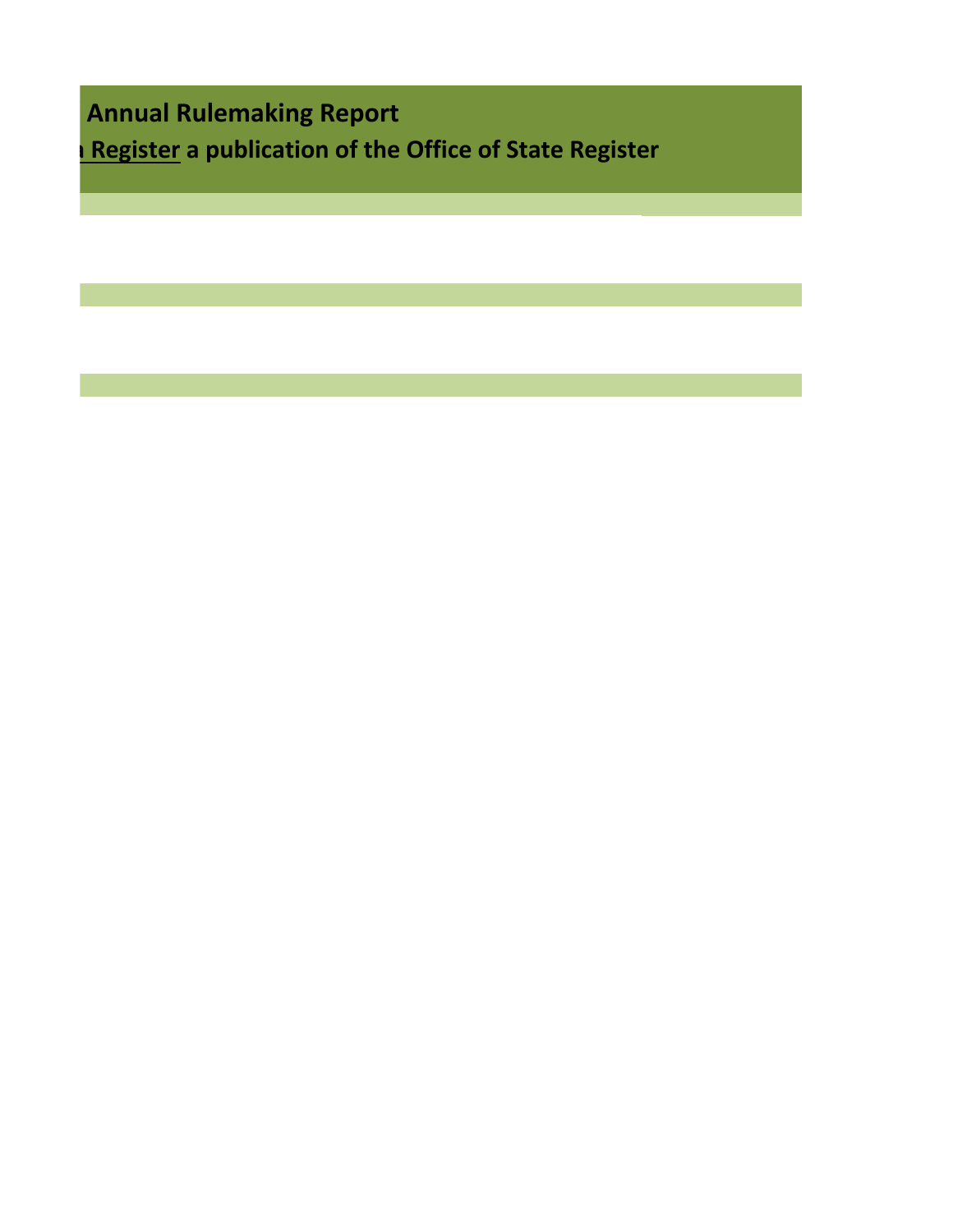**Annual Rulemaking Report**

**a Register a publication of the Office of State Register**